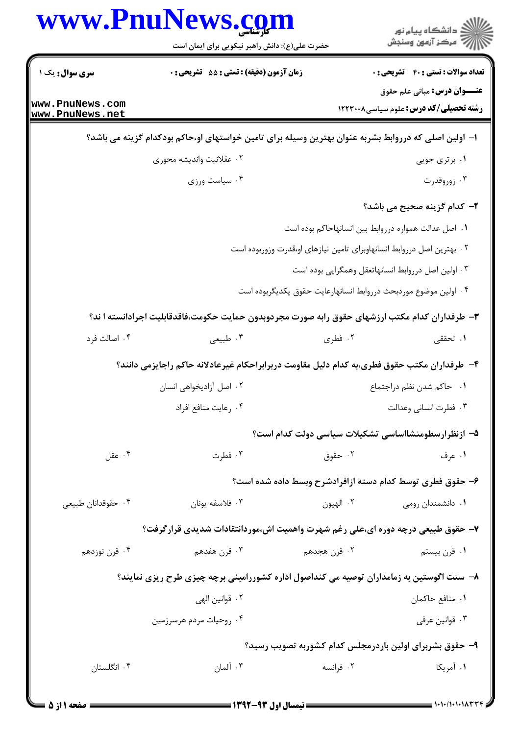**سری سوال:** یک ۱

**زمان آزمون (دقیقه) : تستی : ۵۵ تشریحی : ۰**

**تعداد سوالات : تستی : ۴۰ تشریحی : ۰**

**عنـــوان درس:** مبانی علم حقوق

**رشته تحصیلی/کد درس:** علوم سیاسی۱۲۲۳۰۰۸

۱- اولین اصلی که درروابط بشربه عنوان بهترین وسیله برای تامین خواستهای او،حاکم بودکدام گزینه می باشد؟

۱. برتری جویی
۲. عقلانیت واندیشه محوری
۳. زوروقدرت
۴. سیاست ورزی

۲- کدام گزینه صحیح می باشد؟

۱. اصل عدالت همواره درروابط بین انسانهاحاکم بوده است
۲. بهترین اصل درروابط انسانهاوبرای تامین نیازهای او،قدرت وزوربوده است
۳. اولین اصل درروابط انسانهاتعقل وهمگرایی بوده است
۴. اولین موضوع موردبحث درروابط انسانهارعایت حقوق یکدیگربوده است

۳- طرفداران کدام مکتب ارزشهای حقوق رابه صورت مجردوبدون حمایت حکومت،فاقدقابلیت اجرادانسته ا ند؟

۱. تحققی
۲. فطری
۳. طبیعی
۴. اصالت فرد

۴- طرفداران مکتب حقوق فطری،به کدام دلیل مقاومت دربرابراحکام غیرعادلانه حاکم راجایزمی دانند؟

۱. حاکم شدن نظم دراجتماع
۲. اصل آزادیخواهی انسان
۳. فطرت انسانی وعدالت
۴. رعایت منافع افراد

۵- ازنظرارسطومنشااساسی تشکیلات سیاسی دولت کدام است؟

۱. عرف
۲. حقوق
۳. فطرت
۴. عقل

۶- حقوق فطری توسط کدام دسته ازافرادشرح وبسط داده شده است؟

۱. دانشمندان رومی
۲. الهیون
۳. فلاسفه یونان
۴. حقوقدانان طبیعی

۷- حقوق طبیعی درچه دوره ای،علی رغم شهرت واهمیت اش،موردانتقادات شدیدی قرارگرفت؟

۱. قرن بیستم
۲. قرن هجدهم
۳. قرن هفدهم
۴. قرن نوزدهم

۸- سنت اگوستین به زمامداران توصیه می کنداصول اداره کشوررامبنی برچه چیزی طرح ریزی نمایند؟

۱. منافع حاکمان
۲. قوانین الهی
۳. قوانین عرفی
۴. روحیات مردم هرسرزمین

۹- حقوق بشربرای اولین باردرمجلس کدام کشوربه تصویب رسید؟

۱. آمریکا
۲. فرانسه
۳. آلمان
۴. انگلستان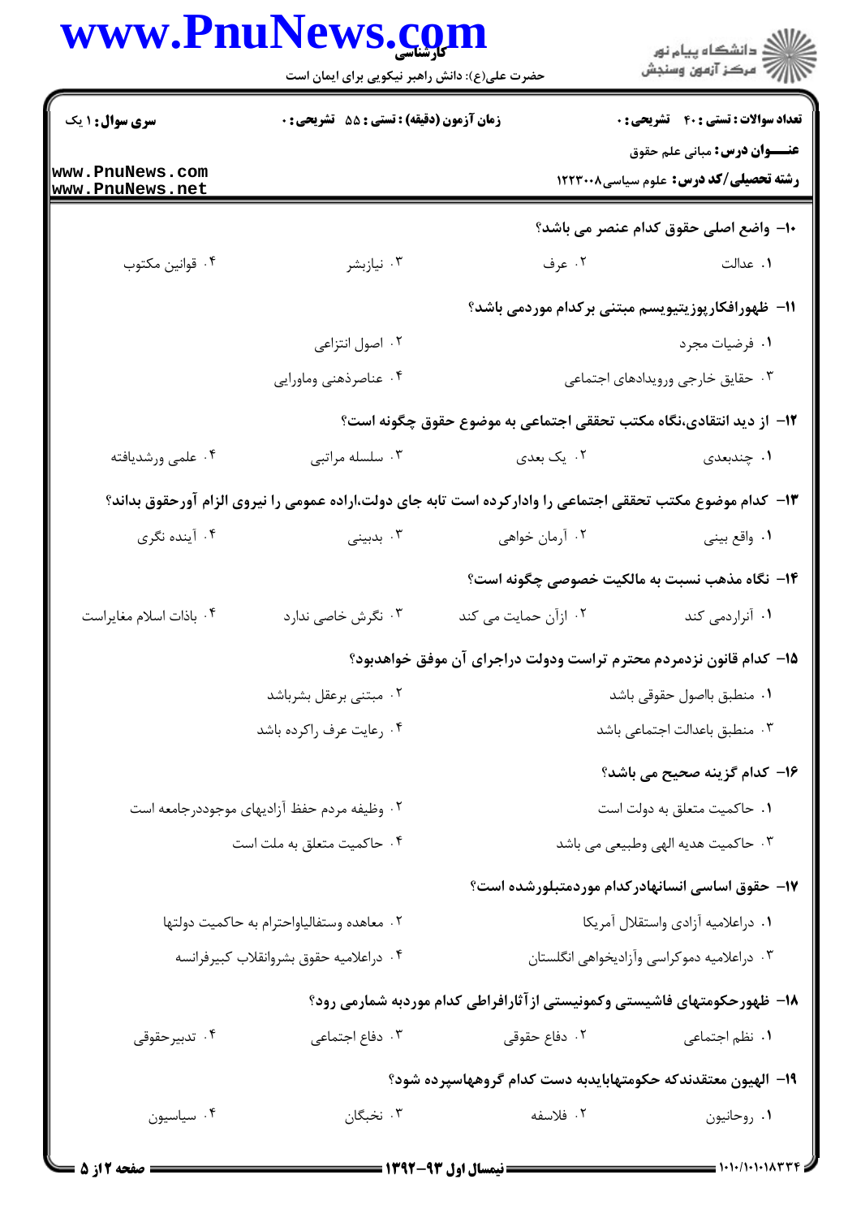۱۰- واضع اصلی حقوق کدام عنصر می باشد؟

۱. عدالت
۲. عرف
۳. نیازبشر
۴. قوانین مکتوب

۱۱- ظهورافکارپوزیتیویسم مبتنی برکدام موردمی باشد؟

۱. فرضیات مجرد
۲. اصول انتزاعی
۳. حقایق خارجی ورویدادهای اجتماعی
۴. عناصرذهنی وماورایی

۱۲- از دید انتقادی،نگاه مکتب تحققی اجتماعی به موضوع حقوق چگونه است؟

۱. چندبعدی
۲. یک بعدی
۳. سلسله مراتبی
۴. علمی ورشدیافته

۱۳- کدام موضوع مکتب تحققی اجتماعی را وادارکرده است تابه جای دولت،اراده عمومی را نیروی الزام آورحقوق بداند؟

۱. واقع بینی
۲. آرمان خواهی
۳. بدبینی
۴. آینده نگری

۱۴- نگاه مذهب نسبت به مالکیت خصوصی چگونه است؟

۱. آنراردمی کند
۲. ازآن حمایت می کند
۳. نگرش خاصی ندارد
۴. باذات اسلام مغایراست

۱۵- کدام قانون نزدمردم محترم تراست ودولت دراجرای آن موفق خواهدبود؟

۱. منطبق بااصول حقوقی باشد
۲. مبتنی برعقل بشرباشد
۳. منطبق باعدالت اجتماعی باشد
۴. رعایت عرف راکرده باشد

۱۶- کدام گزینه صحیح می باشد؟

۱. حاکمیت متعلق به دولت است
۲. وظیفه مردم حفظ آزادیهای موجوددرجامعه است
۳. حاکمیت هدیه الهی وطبیعی می باشد
۴. حاکمیت متعلق به ملت است

۱۷- حقوق اساسی انسانهادرکدام موردمتبلورشده است؟

۱. دراعلامیه آزادی واستقلال آمریکا
۲. معاهده وستفالیاواحترام به حاکمیت دولتها
۳. دراعلامیه دموکراسی وآزادیخواهی انگلستان
۴. دراعلامیه حقوق بشروانقلاب کبیرفرانسه

۱۸- ظهورحکومتهای فاشیستی وکمونیستی ازآثارافراطی کدام موردبه شمارمی رود؟

۱. نظم اجتماعی
۲. دفاع حقوقی
۳. دفاع اجتماعی
۴. تدبیرحقوقی

۱۹- الهیون معتقدندکه حکومتهابایدبه دست کدام گروههاسپرده شود؟

۱. روحانیون
۲. فلاسفه
۳. نخبگان
۴. سیاسیون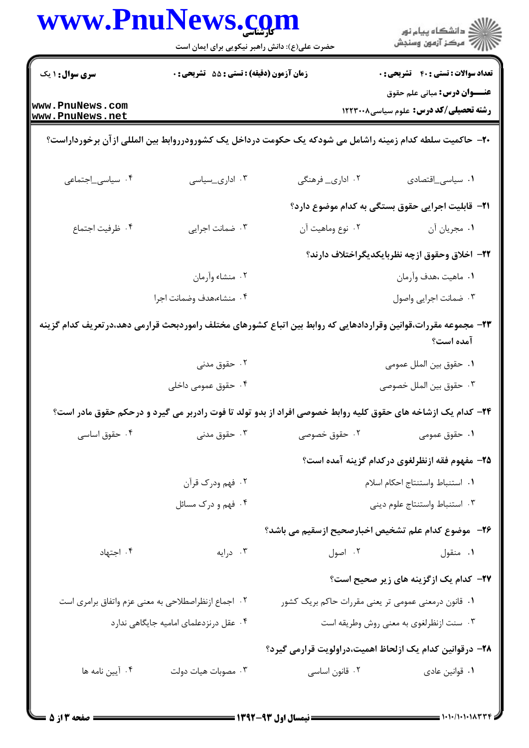۲۰- حاکمیت سلطه کدام زمینه راشامل می شودکه یک حکومت درداخل یک کشورودرروابط بین المللی ازآن برخورداراست؟

۱. سیاسی_اقتصادی
۲. اداری_ فرهنگی
۳. اداری_سیاسی
۴. سیاسی_اجتماعی

۲۱- قابلیت اجرایی حقوق بستگی به کدام موضوع دارد؟

۱. مجریان آن
۲. نوع وماهیت آن
۳. ضمانت اجرایی
۴. ظرفیت اجتماع

۲۲- اخلاق وحقوق ازچه نظربایکدیگراختلاف دارند؟

۱. ماهیت ،هدف وآرمان
۲. منشاء وآرمان
۳. ضمانت اجرایی واصول
۴. منشاء،هدف وضمانت اجرا

۲۳- مجموعه مقررات،قوانین وقراردادهایی که روابط بین اتباع کشورهای مختلف راموردبحث قرارمی دهد،درتعریف کدام گزینه آمده است؟

۱. حقوق بین الملل عمومی
۲. حقوق مدنی
۳. حقوق بین الملل خصوصی
۴. حقوق عمومی داخلی

۲۴- کدام یک ازشاخه های حقوق کلیه روابط خصوصی افراد از بدو تولد تا فوت رادربر می گیرد و درحکم حقوق مادر است؟

۱. حقوق عمومی
۲. حقوق خصوصی
۳. حقوق مدنی
۴. حقوق اساسی

۲۵- مفهوم فقه ازنظرلغوی درکدام گزینه آمده است؟

۱. استنباط واستنتاج احکام اسلام
۲. فهم ودرک قرآن
۳. استنباط واستنتاج علوم دینی
۴. فهم و درک مسائل

۲۶- موضوع کدام علم تشخیص اخبارصحیح ازسقیم می باشد؟

۱. منقول
۲. اصول
۳. درایه
۴. اجتهاد

۲۷- کدام یک ازگزینه های زیر صحیح است؟

۱. قانون درمعنی عمومی تر یعنی مقررات حاکم بریک کشور
۲. اجماع ازنظراصطلاحی به معنی عزم واتفاق برامری است
۳. سنت ازنظرلغوی به معنی روش وطریقه است
۴. عقل درنزدعلمای امامیه جایگاهی ندارد

۲۸- درقوانین کدام یک ازلحاظ اهمیت،دراولویت قرارمی گیرد؟

۱. قوانین عادی
۲. قانون اساسی
۳. مصوبات هیات دولت
۴. آیین نامه ها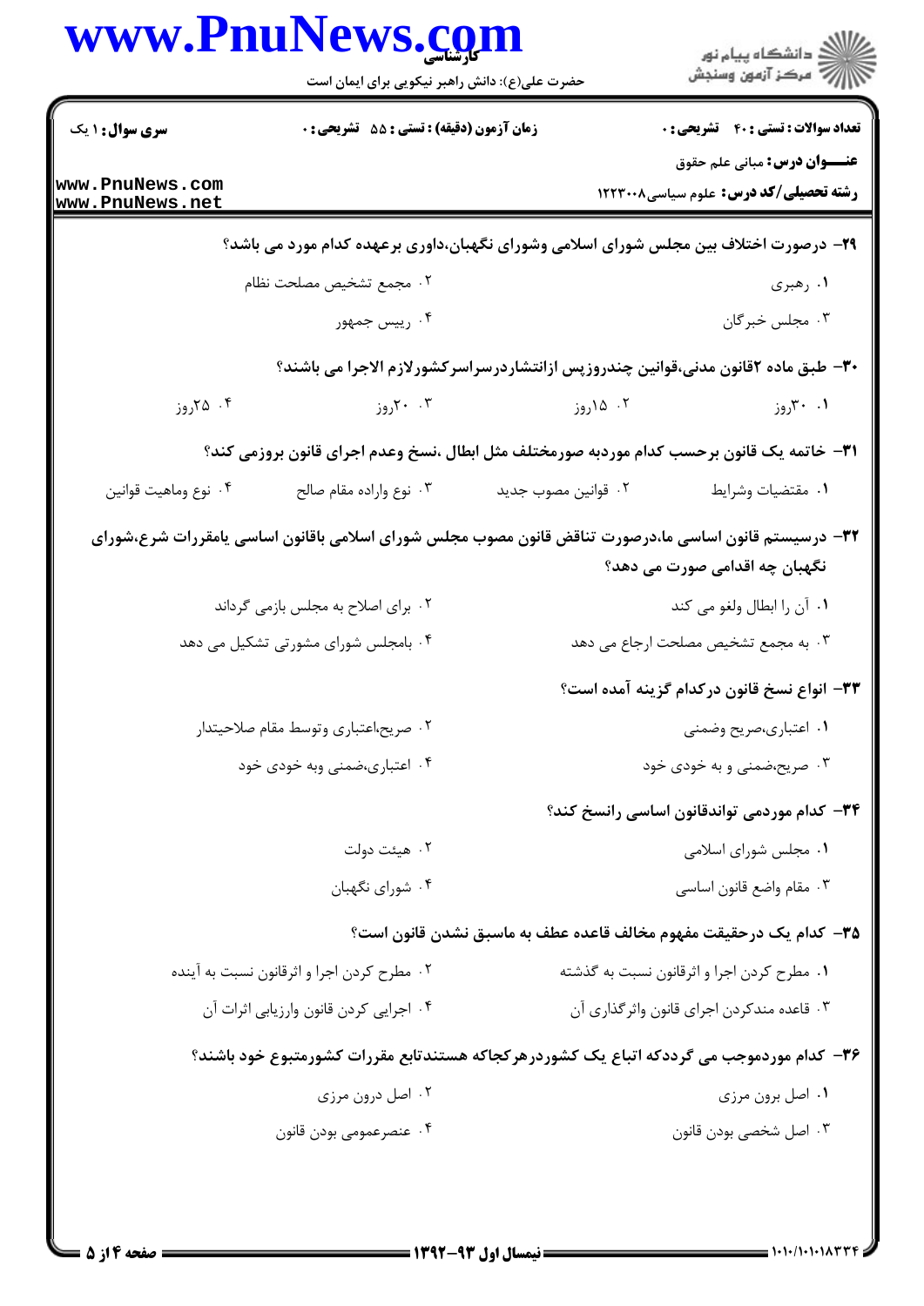**تعداد سوالات : تستی : ۴۰ تشریحی : ۰** | **زمان آزمون (دقیقه) : تستی : ۵۵ تشریحی : ۰** | **سری سوال : ۱ یک**

**عنـــوان درس:** مبانی علم حقوق

**رشته تحصیلی/کد درس:** علوم سیاسی۱۲۲۳۰۰۸

**۲۹-** درصورت اختلاف بین مجلس شورای اسلامی وشورای نگهبان،داوری برعهده کدام مورد می باشد؟

۱. رهبری
۲. مجمع تشخیص مصلحت نظام
۳. مجلس خبرگان
۴. رییس جمهور

**۳۰-** طبق ماده ۲قانون مدنی،قوانین چندروزپس ازانتشاردرسراسرکشورلازم الاجرا می باشند؟

۱. ۳۰روز
۲. ۱۵روز
۳. ۲۰روز
۴. ۲۵روز

**۳۱-** خاتمه یک قانون برحسب کدام موردبه صورمختلف مثل ابطال ،نسخ وعدم اجرای قانون بروزمی کند؟

۱. مقتضیات وشرایط
۲. قوانین مصوب جدید
۳. نوع واراده مقام صالح
۴. نوع وماهیت قوانین

**۳۲-** درسیستم قانون اساسی ما،درصورت تناقض قانون مصوب مجلس شورای اسلامی باقانون اساسی یامقررات شرع،شورای نگهبان چه اقدامی صورت می دهد؟

۱. آن را ابطال ولغو می کند
۲. برای اصلاح به مجلس بازمی گرداند
۳. به مجمع تشخیص مصلحت ارجاع می دهد
۴. بامجلس شورای مشورتی تشکیل می دهد

**۳۳-** انواع نسخ قانون درکدام گزینه آمده است؟

۱. اعتباری،صریح وضمنی
۲. صریح،اعتباری وتوسط مقام صلاحیتدار
۳. صریح،ضمنی و به خودی خود
۴. اعتباری،ضمنی وبه خودی خود

**۳۴-** کدام موردمی تواندقانون اساسی رانسخ کند؟

۱. مجلس شورای اسلامی
۲. هیئت دولت
۳. مقام واضع قانون اساسی
۴. شورای نگهبان

**۳۵-** کدام یک درحقیقت مفهوم مخالف قاعده عطف به ماسبق نشدن قانون است؟

۱. مطرح کردن اجرا و اثرقانون نسبت به گذشته
۲. مطرح کردن اجرا و اثرقانون نسبت به آینده
۳. قاعده مندکردن اجرای قانون واثرگذاری آن
۴. اجرایی کردن قانون وارزیابی اثرات آن

**۳۶-** کدام موردموجب می گرددکه اتباع یک کشوردرهرکجاکه هستندتابع مقررات کشورمتبوع خود باشند؟

۱. اصل برون مرزی
۲. اصل درون مرزی
۳. اصل شخصی بودن قانون
۴. عنصرعمومی بودن قانون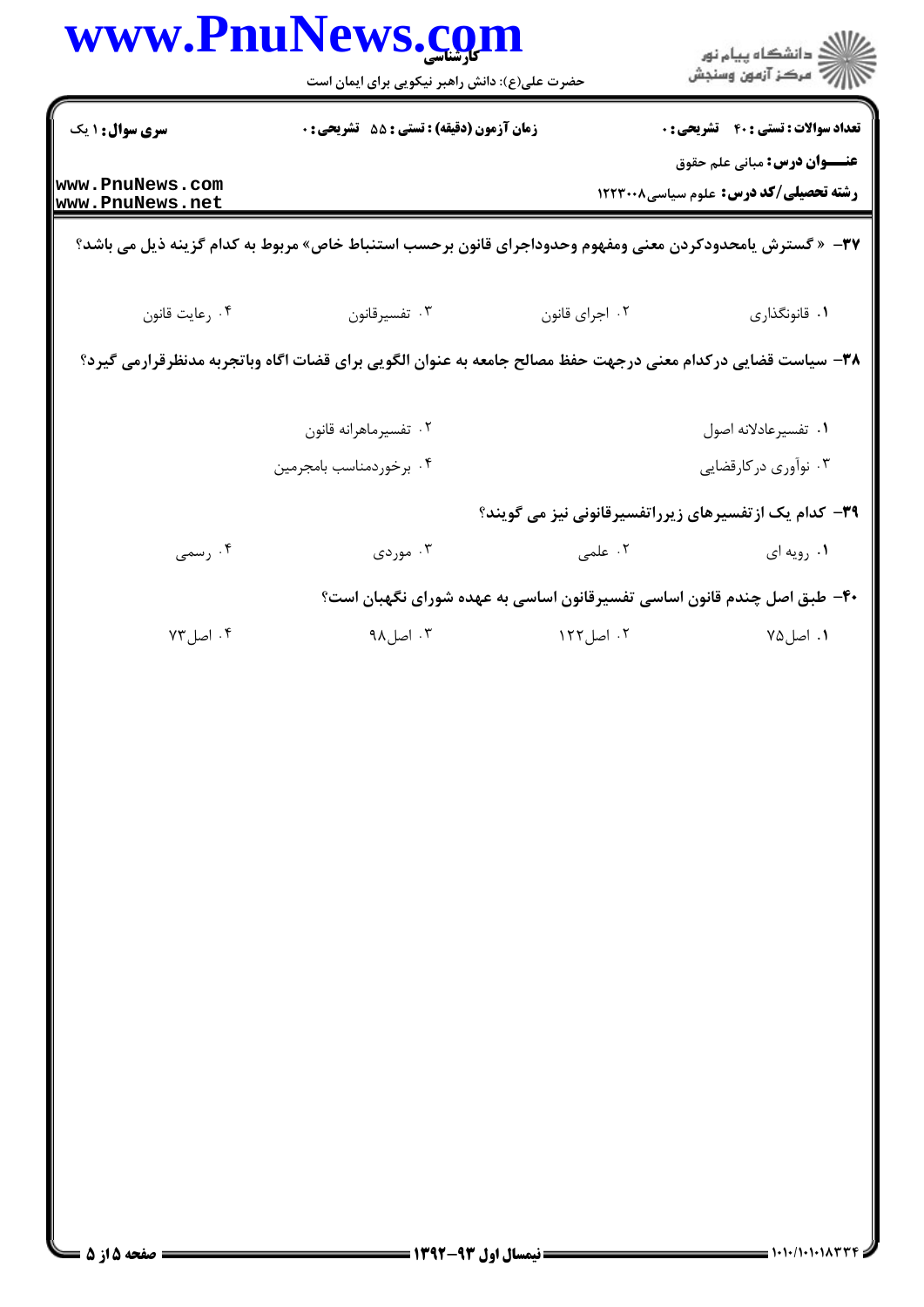**سری سوال:** ۱ یک | **زمان آزمون (دقیقه) : تستی :** ۵۵ **تشریحی :** ۰ | **تعداد سوالات : تستی :** ۴۰ **تشریحی :** ۰

**عنـــوان درس:** مبانی علم حقوق

**رشته تحصیلی/کد درس:** علوم سیاسی۱۲۲۳۰۰۸

**۳۷- « گسترش یامحدودکردن معنی ومفهوم وحدوداجرای قانون برحسب استنباط خاص» مربوط به کدام گزینه ذیل می باشد؟**

۱. قانونگذاری
۲. اجرای قانون
۳. تفسیرقانون
۴. رعایت قانون

**۳۸- سیاست قضایی درکدام معنی درجهت حفظ مصالح جامعه به عنوان الگویی برای قضات اگاه وباتجربه مدنظرقرارمی گیرد؟**

۱. تفسیرعادلانه اصول
۲. تفسیرماهرانه قانون
۳. نوآوری درکارقضایی
۴. برخوردمناسب بامجرمین

**۳۹- کدام یک ازتفسیرهای زیرراتفسیرقانونی نیز می گویند؟**

۱. رویه ای
۲. علمی
۳. موردی
۴. رسمی

**۴۰- طبق اصل چندم قانون اساسی تفسیرقانون اساسی به عهده شورای نگهبان است؟**

۱. اصل۷۵
۲. اصل۱۲۲
۳. اصل۹۸
۴. اصل۷۳